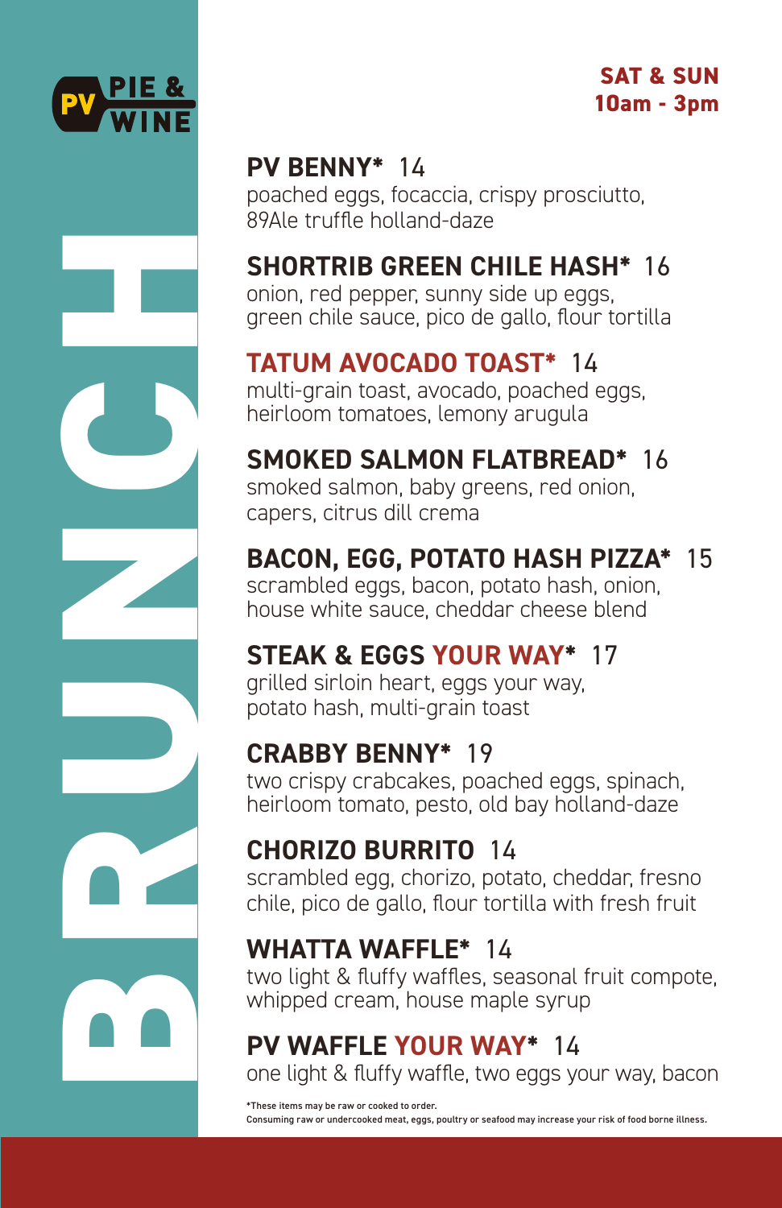# PV PIE & WINE

# BRUNCH

**SAT & SUN**
**10am - 3pm**

**PV BENNY*** 14
poached eggs, focaccia, crispy prosciutto, 89Ale truffle holland-daze

**SHORTRIB GREEN CHILE HASH*** 16
onion, red pepper, sunny side up eggs, green chile sauce, pico de gallo, flour tortilla

**TATUM AVOCADO TOAST*** 14
multi-grain toast, avocado, poached eggs, heirloom tomatoes, lemony arugula

**SMOKED SALMON FLATBREAD*** 16
smoked salmon, baby greens, red onion, capers, citrus dill crema

**BACON, EGG, POTATO HASH PIZZA*** 15
scrambled eggs, bacon, potato hash, onion, house white sauce, cheddar cheese blend

**STEAK & EGGS YOUR WAY*** 17
grilled sirloin heart, eggs your way, potato hash, multi-grain toast

**CRABBY BENNY*** 19
two crispy crabcakes, poached eggs, spinach, heirloom tomato, pesto, old bay holland-daze

**CHORIZO BURRITO** 14
scrambled egg, chorizo, potato, cheddar, fresno chile, pico de gallo, flour tortilla with fresh fruit

**WHATTA WAFFLE*** 14
two light & fluffy waffles, seasonal fruit compote, whipped cream, house maple syrup

**PV WAFFLE YOUR WAY*** 14
one light & fluffy waffle, two eggs your way, bacon

*These items may be raw or cooked to order.
Consuming raw or undercooked meat, eggs, poultry or seafood may increase your risk of food borne illness.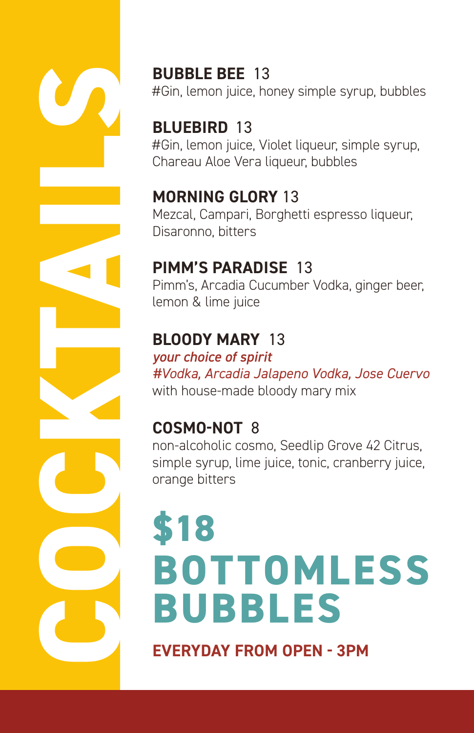# COCKTAILS

**BUBBLE BEE** 13
#Gin, lemon juice, honey simple syrup, bubbles

**BLUEBIRD** 13
#Gin, lemon juice, Violet liqueur, simple syrup, Chareau Aloe Vera liqueur, bubbles

**MORNING GLORY** 13
Mezcal, Campari, Borghetti espresso liqueur, Disaronno, bitters

**PIMM'S PARADISE** 13
Pimm's, Arcadia Cucumber Vodka, ginger beer, lemon & lime juice

**BLOODY MARY** 13
*your choice of spirit*
*#Vodka, Arcadia Jalapeno Vodka, Jose Cuervo*
with house-made bloody mary mix

**COSMO-NOT** 8
non-alcoholic cosmo, Seedlip Grove 42 Citrus, simple syrup, lime juice, tonic, cranberry juice, orange bitters

## $18 BOTTOMLESS BUBBLES

**EVERYDAY FROM OPEN - 3PM**